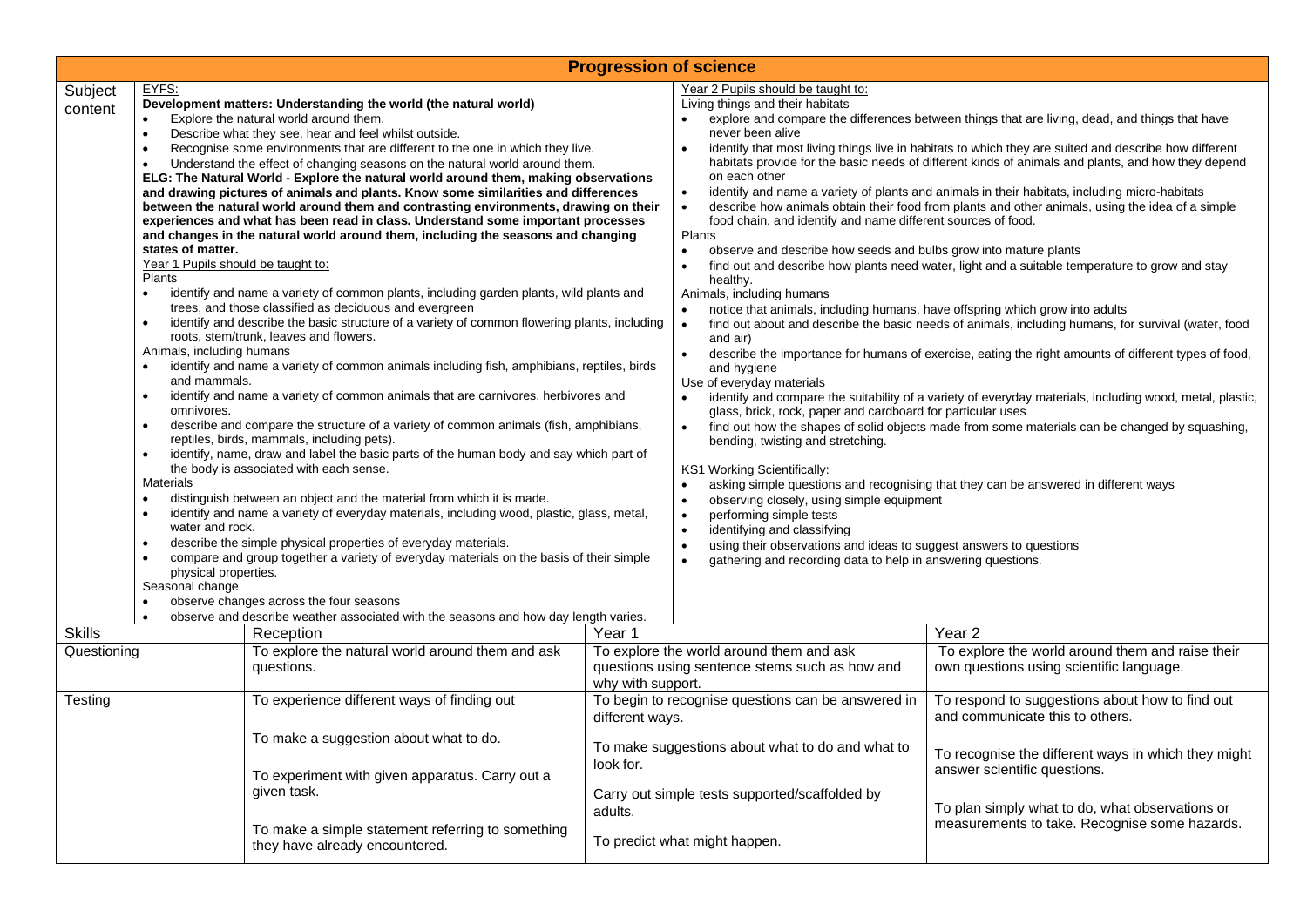# Progression of science

| Subject content | | | | |
|---|---|---|---|---|
| **Subject content** | EYFS:<br>**Development matters: Understanding the world (the natural world)**<br>• Explore the natural world around them.<br>• Describe what they see, hear and feel whilst outside.<br>• Recognise some environments that are different to the one in which they live.<br>• Understand the effect of changing seasons on the natural world around them.<br>**ELG: The Natural World - Explore the natural world around them, making observations and drawing pictures of animals and plants. Know some similarities and differences between the natural world around them and contrasting environments, drawing on their experiences and what has been read in class. Understand some important processes and changes in the natural world around them, including the seasons and changing states of matter.**<br>Year 1 Pupils should be taught to:<br>Plants<br>• identify and name a variety of common plants, including garden plants, wild plants and trees, and those classified as deciduous and evergreen<br>• identify and describe the basic structure of a variety of common flowering plants, including roots, stem/trunk, leaves and flowers.<br>Animals, including humans<br>• identify and name a variety of common animals including fish, amphibians, reptiles, birds and mammals.<br>• identify and name a variety of common animals that are carnivores, herbivores and omnivores.<br>• describe and compare the structure of a variety of common animals (fish, amphibians, reptiles, birds, mammals, including pets).<br>• identify, name, draw and label the basic parts of the human body and say which part of the body is associated with each sense.<br>Materials<br>• distinguish between an object and the material from which it is made.<br>• identify and name a variety of everyday materials, including wood, plastic, glass, metal, water and rock.<br>• describe the simple physical properties of everyday materials.<br>• compare and group together a variety of everyday materials on the basis of their simple physical properties.<br>Seasonal change<br>• observe changes across the four seasons<br>• observe and describe weather associated with the seasons and how day length varies. | | Year 2 Pupils should be taught to:<br>Living things and their habitats<br>• explore and compare the differences between things that are living, dead, and things that have never been alive<br>• identify that most living things live in habitats to which they are suited and describe how different habitats provide for the basic needs of different kinds of animals and plants, and how they depend on each other<br>• identify and name a variety of plants and animals in their habitats, including micro-habitats<br>• describe how animals obtain their food from plants and other animals, using the idea of a simple food chain, and identify and name different sources of food.<br>Plants<br>• observe and describe how seeds and bulbs grow into mature plants<br>• find out and describe how plants need water, light and a suitable temperature to grow and stay healthy.<br>Animals, including humans<br>• notice that animals, including humans, have offspring which grow into adults<br>• find out about and describe the basic needs of animals, including humans, for survival (water, food and air)<br>• describe the importance for humans of exercise, eating the right amounts of different types of food, and hygiene<br>Use of everyday materials<br>• identify and compare the suitability of a variety of everyday materials, including wood, metal, plastic, glass, brick, rock, paper and cardboard for particular uses<br>• find out how the shapes of solid objects made from some materials can be changed by squashing, bending, twisting and stretching.<br><br>KS1 Working Scientifically:<br>• asking simple questions and recognising that they can be answered in different ways<br>• observing closely, using simple equipment<br>• performing simple tests<br>• identifying and classifying<br>• using their observations and ideas to suggest answers to questions<br>• gathering and recording data to help in answering questions. | |
| **Skills** | Reception | Year 1 | | Year 2 |
| Questioning | To explore the natural world around them and ask questions. | To explore the world around them and ask questions using sentence stems such as how and why with support. | | To explore the world around them and raise their own questions using scientific language. |
| Testing | To experience different ways of finding out<br><br>To make a suggestion about what to do.<br><br>To experiment with given apparatus. Carry out a given task.<br><br>To make a simple statement referring to something they have already encountered. | To begin to recognise questions can be answered in different ways.<br><br>To make suggestions about what to do and what to look for.<br><br>Carry out simple tests supported/scaffolded by adults.<br><br>To predict what might happen. | | To respond to suggestions about how to find out and communicate this to others.<br><br>To recognise the different ways in which they might answer scientific questions.<br><br>To plan simply what to do, what observations or measurements to take. Recognise some hazards. |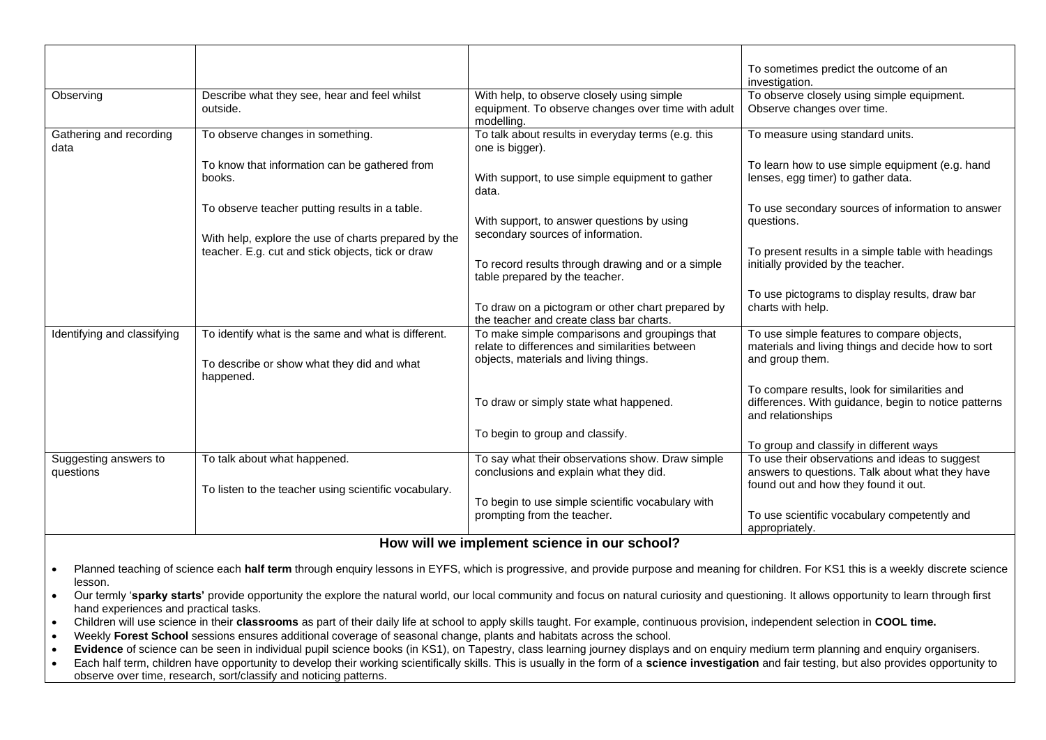| | | | |
|---|---|---|---|
| | | | To sometimes predict the outcome of an investigation. |
| Observing | Describe what they see, hear and feel whilst outside. | With help, to observe closely using simple equipment. To observe changes over time with adult modelling. | To observe closely using simple equipment. Observe changes over time. |
| Gathering and recording data | To observe changes in something.<br><br>To know that information can be gathered from books.<br><br>To observe teacher putting results in a table.<br><br>With help, explore the use of charts prepared by the teacher. E.g. cut and stick objects, tick or draw | To talk about results in everyday terms (e.g. this one is bigger).<br><br>With support, to use simple equipment to gather data.<br><br>With support, to answer questions by using secondary sources of information.<br><br>To record results through drawing and or a simple table prepared by the teacher.<br><br>To draw on a pictogram or other chart prepared by the teacher and create class bar charts. | To measure using standard units.<br><br>To learn how to use simple equipment (e.g. hand lenses, egg timer) to gather data.<br><br>To use secondary sources of information to answer questions.<br><br>To present results in a simple table with headings initially provided by the teacher.<br><br>To use pictograms to display results, draw bar charts with help. |
| Identifying and classifying | To identify what is the same and what is different.<br><br>To describe or show what they did and what happened. | To make simple comparisons and groupings that relate to differences and similarities between objects, materials and living things.<br><br>To draw or simply state what happened.<br><br>To begin to group and classify. | To use simple features to compare objects, materials and living things and decide how to sort and group them.<br><br>To compare results, look for similarities and differences. With guidance, begin to notice patterns and relationships<br><br>To group and classify in different ways |
| Suggesting answers to questions | To talk about what happened.<br><br>To listen to the teacher using scientific vocabulary. | To say what their observations show. Draw simple conclusions and explain what they did.<br><br>To begin to use simple scientific vocabulary with prompting from the teacher. | To use their observations and ideas to suggest answers to questions. Talk about what they have found out and how they found it out.<br><br>To use scientific vocabulary competently and appropriately. |

## How will we implement science in our school?

- Planned teaching of science each **half term** through enquiry lessons in EYFS, which is progressive, and provide purpose and meaning for children. For KS1 this is a weekly discrete science lesson.
- Our termly '**sparky starts'** provide opportunity the explore the natural world, our local community and focus on natural curiosity and questioning. It allows opportunity to learn through first hand experiences and practical tasks.
- Children will use science in their **classrooms** as part of their daily life at school to apply skills taught. For example, continuous provision, independent selection in **COOL time.**
- Weekly **Forest School** sessions ensures additional coverage of seasonal change, plants and habitats across the school.
- **Evidence** of science can be seen in individual pupil science books (in KS1), on Tapestry, class learning journey displays and on enquiry medium term planning and enquiry organisers.
- Each half term, children have opportunity to develop their working scientifically skills. This is usually in the form of a **science investigation** and fair testing, but also provides opportunity to observe over time, research, sort/classify and noticing patterns.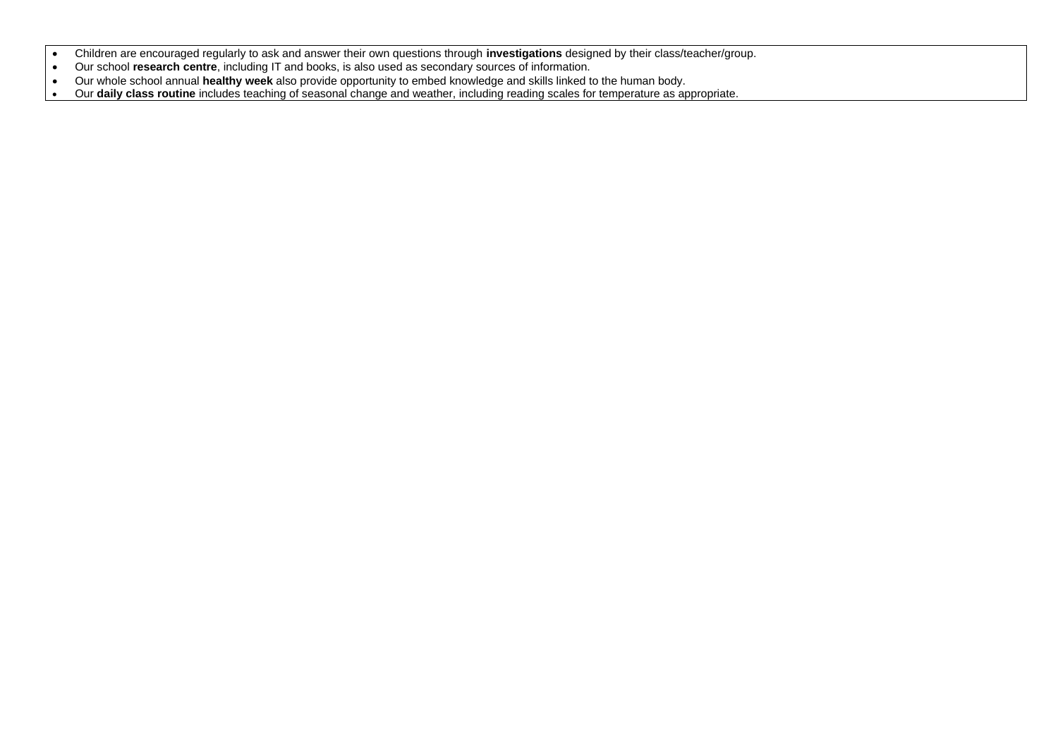- Children are encouraged regularly to ask and answer their own questions through **investigations** designed by their class/teacher/group.
- Our school **research centre**, including IT and books, is also used as secondary sources of information.
- Our whole school annual **healthy week** also provide opportunity to embed knowledge and skills linked to the human body.
- Our **daily class routine** includes teaching of seasonal change and weather, including reading scales for temperature as appropriate.